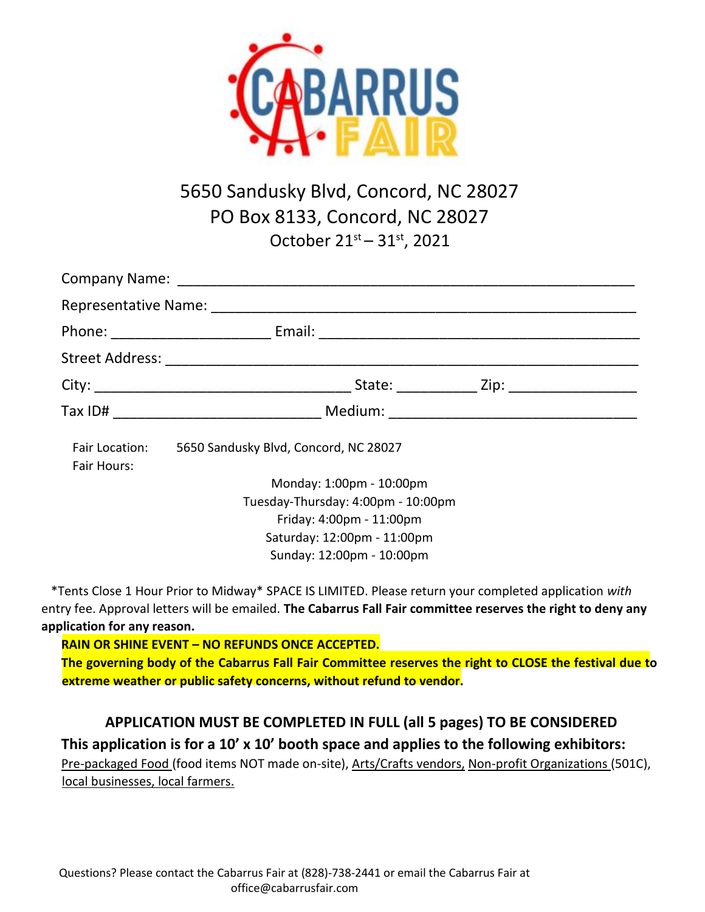# CABARRUS FAIR

5650 Sandusky Blvd, Concord, NC 28027
PO Box 8133, Concord, NC 28027
October 21st – 31st, 2021

Company Name: ______________________________________________________

Representative Name: ________________________________________________

Phone: ____________________ Email: ________________________________________

Street Address: ______________________________________________________

City: ________________________________ State: __________ Zip: ________________

Tax ID# __________________________ Medium: ______________________________

Fair Location: 5650 Sandusky Blvd, Concord, NC 28027

Fair Hours:

Monday: 1:00pm - 10:00pm
Tuesday-Thursday: 4:00pm - 10:00pm
Friday: 4:00pm - 11:00pm
Saturday: 12:00pm - 11:00pm
Sunday: 12:00pm - 10:00pm

*Tents Close 1 Hour Prior to Midway* SPACE IS LIMITED. Please return your completed application *with* entry fee. Approval letters will be emailed. **The Cabarrus Fall Fair committee reserves the right to deny any application for any reason.**

**RAIN OR SHINE EVENT – NO REFUNDS ONCE ACCEPTED.**

**The governing body of the Cabarrus Fall Fair Committee reserves the right to CLOSE the festival due to extreme weather or public safety concerns, without refund to vendor.**

**APPLICATION MUST BE COMPLETED IN FULL (all 5 pages) TO BE CONSIDERED**

**This application is for a 10' x 10' booth space and applies to the following exhibitors:**

Pre-packaged Food (food items NOT made on-site), Arts/Crafts vendors, Non-profit Organizations (501C), local businesses, local farmers.

Questions? Please contact the Cabarrus Fair at (828)-738-2441 or email the Cabarrus Fair at office@cabarrusfair.com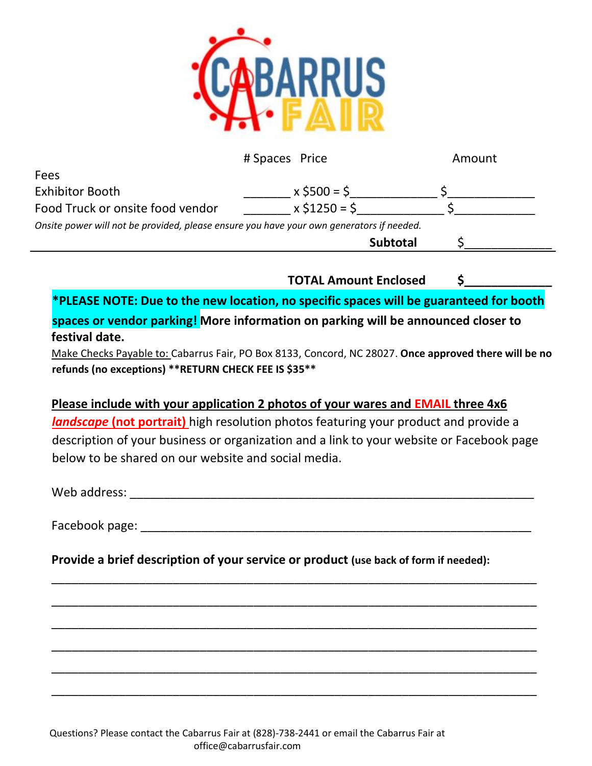| | # Spaces | Price | Amount |
|---|---|---|---|
| Fees | | | |
| Exhibitor Booth | _______ | x $500 = $_____________ | $_____________ |
| Food Truck or onsite food vendor | _______ | x $1250 = $_____________ | $_____________ |

*Onsite power will not be provided, please ensure you have your own generators if needed.*

**Subtotal** $_____________

**TOTAL Amount Enclosed $_____________**

**\*PLEASE NOTE: Due to the new location, no specific spaces will be guaranteed for booth spaces or vendor parking! More information on parking will be announced closer to festival date.**

Make Checks Payable to: Cabarrus Fair, PO Box 8133, Concord, NC 28027. **Once approved there will be no refunds (no exceptions) \*\*RETURN CHECK FEE IS $35\*\***

**Please include with your application 2 photos of your wares and EMAIL three 4x6 *landscape* (not portrait)** high resolution photos featuring your product and provide a description of your business or organization and a link to your website or Facebook page below to be shared on our website and social media.

Web address: ____________________________________________________________

Facebook page: __________________________________________________________

**Provide a brief description of your service or product (use back of form if needed):**

________________________________________________________________________

________________________________________________________________________

________________________________________________________________________

________________________________________________________________________

________________________________________________________________________

________________________________________________________________________

Questions? Please contact the Cabarrus Fair at (828)-738-2441 or email the Cabarrus Fair at office@cabarrusfair.com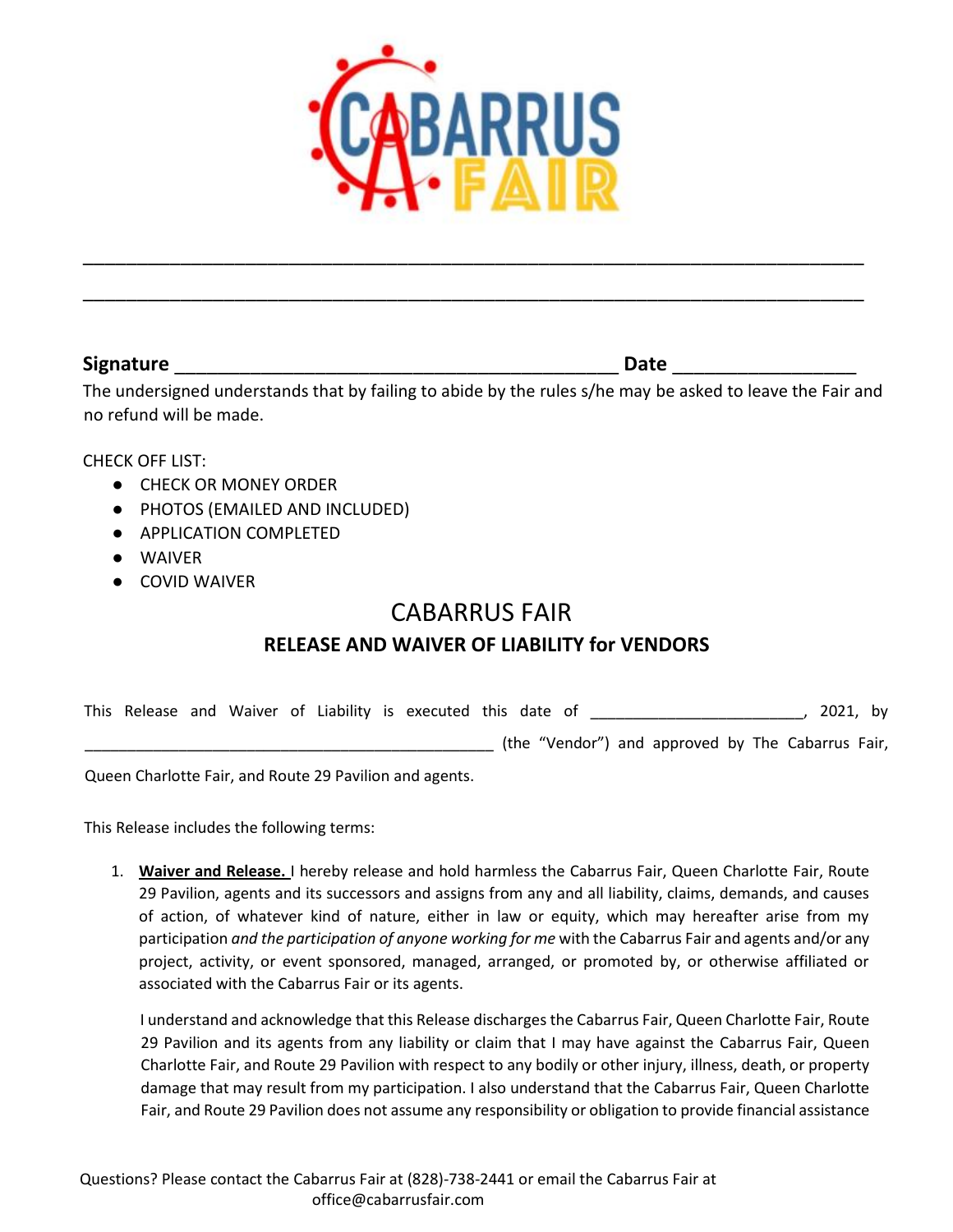\_\_\_\_\_\_\_\_\_\_\_\_\_\_\_\_\_\_\_\_\_\_\_\_\_\_\_\_\_\_\_\_\_\_\_\_\_\_\_\_\_\_\_\_\_\_\_\_\_\_\_\_\_\_\_\_\_\_\_\_\_\_\_\_\_\_\_\_\_\_\_\_\_\_\_\_\_\_

\_\_\_\_\_\_\_\_\_\_\_\_\_\_\_\_\_\_\_\_\_\_\_\_\_\_\_\_\_\_\_\_\_\_\_\_\_\_\_\_\_\_\_\_\_\_\_\_\_\_\_\_\_\_\_\_\_\_\_\_\_\_\_\_\_\_\_\_\_\_\_\_\_\_\_\_\_\_

**Signature** \_\_\_\_\_\_\_\_\_\_\_\_\_\_\_\_\_\_\_\_\_\_\_\_\_\_\_\_\_\_\_\_\_\_\_\_\_\_\_\_\_\_\_\_ **Date** \_\_\_\_\_\_\_\_\_\_\_\_\_\_\_\_\_\_

The undersigned understands that by failing to abide by the rules s/he may be asked to leave the Fair and no refund will be made.

CHECK OFF LIST:

- CHECK OR MONEY ORDER
- PHOTOS (EMAILED AND INCLUDED)
- APPLICATION COMPLETED
- WAIVER
- COVID WAIVER

# CABARRUS FAIR

## RELEASE AND WAIVER OF LIABILITY for VENDORS

This Release and Waiver of Liability is executed this date of \_\_\_\_\_\_\_\_\_\_\_\_\_\_\_\_\_\_\_\_\_\_\_\_\_, 2021, by \_\_\_\_\_\_\_\_\_\_\_\_\_\_\_\_\_\_\_\_\_\_\_\_\_\_\_\_\_\_\_\_\_\_\_\_\_\_\_\_\_\_\_\_\_\_\_\_ (the "Vendor") and approved by The Cabarrus Fair, Queen Charlotte Fair, and Route 29 Pavilion and agents.

This Release includes the following terms:

1. **Waiver and Release.** I hereby release and hold harmless the Cabarrus Fair, Queen Charlotte Fair, Route 29 Pavilion, agents and its successors and assigns from any and all liability, claims, demands, and causes of action, of whatever kind of nature, either in law or equity, which may hereafter arise from my participation *and the participation of anyone working for me* with the Cabarrus Fair and agents and/or any project, activity, or event sponsored, managed, arranged, or promoted by, or otherwise affiliated or associated with the Cabarrus Fair or its agents.

   I understand and acknowledge that this Release discharges the Cabarrus Fair, Queen Charlotte Fair, Route 29 Pavilion and its agents from any liability or claim that I may have against the Cabarrus Fair, Queen Charlotte Fair, and Route 29 Pavilion with respect to any bodily or other injury, illness, death, or property damage that may result from my participation. I also understand that the Cabarrus Fair, Queen Charlotte Fair, and Route 29 Pavilion does not assume any responsibility or obligation to provide financial assistance

Questions? Please contact the Cabarrus Fair at (828)-738-2441 or email the Cabarrus Fair at office@cabarrusfair.com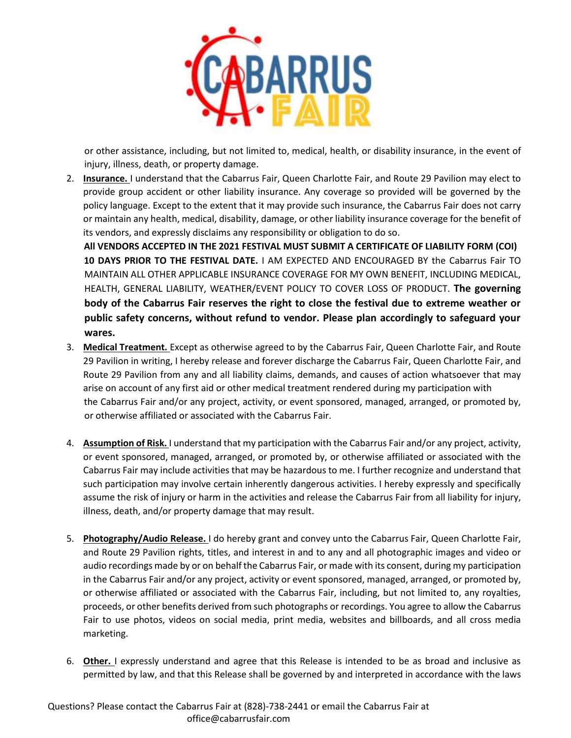or other assistance, including, but not limited to, medical, health, or disability insurance, in the event of injury, illness, death, or property damage.

2. **Insurance.** I understand that the Cabarrus Fair, Queen Charlotte Fair, and Route 29 Pavilion may elect to provide group accident or other liability insurance. Any coverage so provided will be governed by the policy language. Except to the extent that it may provide such insurance, the Cabarrus Fair does not carry or maintain any health, medical, disability, damage, or other liability insurance coverage for the benefit of its vendors, and expressly disclaims any responsibility or obligation to do so.
   **All VENDORS ACCEPTED IN THE 2021 FESTIVAL MUST SUBMIT A CERTIFICATE OF LIABILITY FORM (COI) 10 DAYS PRIOR TO THE FESTIVAL DATE.** I AM EXPECTED AND ENCOURAGED BY the Cabarrus Fair TO MAINTAIN ALL OTHER APPLICABLE INSURANCE COVERAGE FOR MY OWN BENEFIT, INCLUDING MEDICAL, HEALTH, GENERAL LIABILITY, WEATHER/EVENT POLICY TO COVER LOSS OF PRODUCT. **The governing body of the Cabarrus Fair reserves the right to close the festival due to extreme weather or public safety concerns, without refund to vendor. Please plan accordingly to safeguard your wares.**

3. **Medical Treatment.** Except as otherwise agreed to by the Cabarrus Fair, Queen Charlotte Fair, and Route 29 Pavilion in writing, I hereby release and forever discharge the Cabarrus Fair, Queen Charlotte Fair, and Route 29 Pavilion from any and all liability claims, demands, and causes of action whatsoever that may arise on account of any first aid or other medical treatment rendered during my participation with the Cabarrus Fair and/or any project, activity, or event sponsored, managed, arranged, or promoted by, or otherwise affiliated or associated with the Cabarrus Fair.

4. **Assumption of Risk.** I understand that my participation with the Cabarrus Fair and/or any project, activity, or event sponsored, managed, arranged, or promoted by, or otherwise affiliated or associated with the Cabarrus Fair may include activities that may be hazardous to me. I further recognize and understand that such participation may involve certain inherently dangerous activities. I hereby expressly and specifically assume the risk of injury or harm in the activities and release the Cabarrus Fair from all liability for injury, illness, death, and/or property damage that may result.

5. **Photography/Audio Release.** I do hereby grant and convey unto the Cabarrus Fair, Queen Charlotte Fair, and Route 29 Pavilion rights, titles, and interest in and to any and all photographic images and video or audio recordings made by or on behalf the Cabarrus Fair, or made with its consent, during my participation in the Cabarrus Fair and/or any project, activity or event sponsored, managed, arranged, or promoted by, or otherwise affiliated or associated with the Cabarrus Fair, including, but not limited to, any royalties, proceeds, or other benefits derived from such photographs or recordings. You agree to allow the Cabarrus Fair to use photos, videos on social media, print media, websites and billboards, and all cross media marketing.

6. **Other.** I expressly understand and agree that this Release is intended to be as broad and inclusive as permitted by law, and that this Release shall be governed by and interpreted in accordance with the laws

Questions? Please contact the Cabarrus Fair at (828)-738-2441 or email the Cabarrus Fair at office@cabarrusfair.com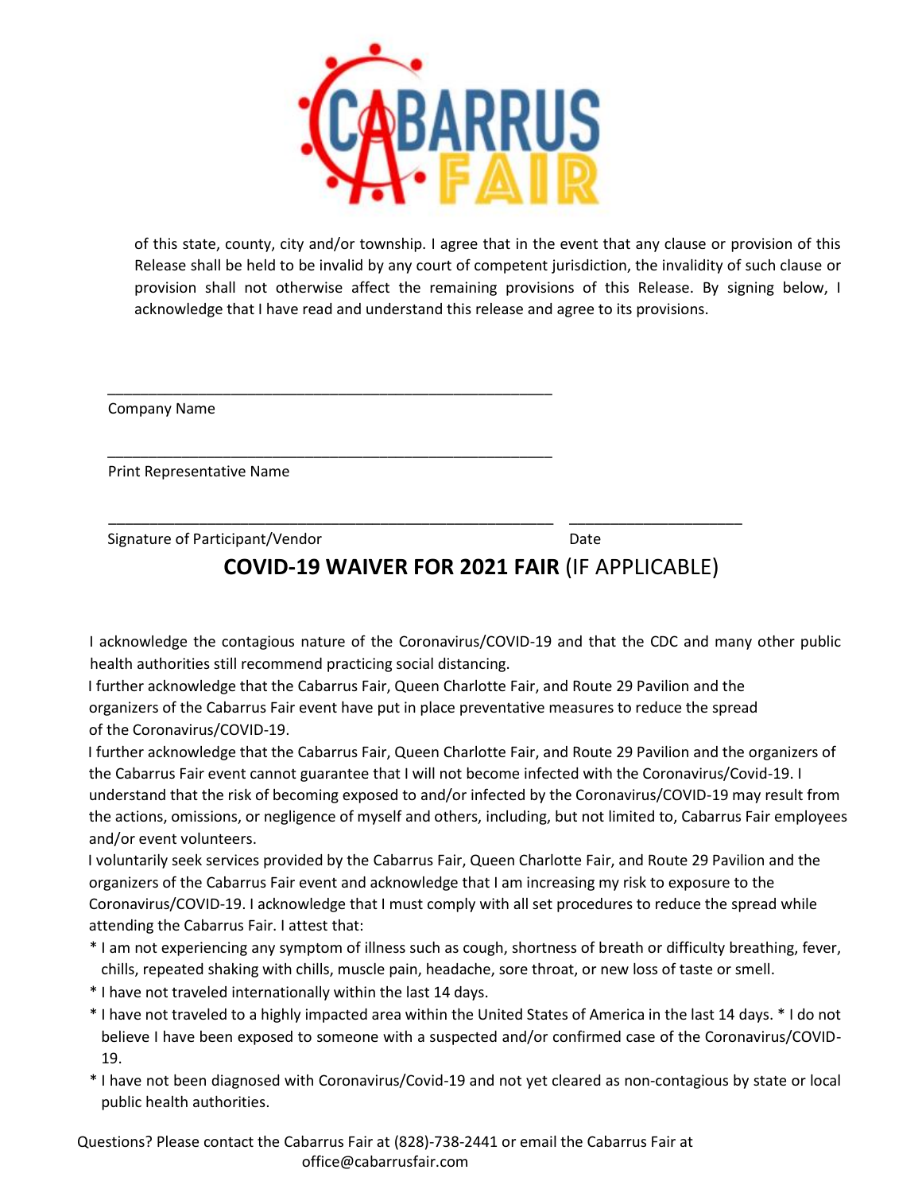of this state, county, city and/or township. I agree that in the event that any clause or provision of this Release shall be held to be invalid by any court of competent jurisdiction, the invalidity of such clause or provision shall not otherwise affect the remaining provisions of this Release. By signing below, I acknowledge that I have read and understand this release and agree to its provisions.

\_\_\_\_\_\_\_\_\_\_\_\_\_\_\_\_\_\_\_\_\_\_\_\_\_\_\_\_\_\_\_\_\_\_\_\_\_\_\_\_\_\_\_\_\_\_\_\_\_\_\_\_\_\_

Company Name

\_\_\_\_\_\_\_\_\_\_\_\_\_\_\_\_\_\_\_\_\_\_\_\_\_\_\_\_\_\_\_\_\_\_\_\_\_\_\_\_\_\_\_\_\_\_\_\_\_\_\_\_\_\_

Print Representative Name

\_\_\_\_\_\_\_\_\_\_\_\_\_\_\_\_\_\_\_\_\_\_\_\_\_\_\_\_\_\_\_\_\_\_\_\_\_\_\_\_\_\_\_\_\_\_\_\_\_\_\_\_\_\_ \_\_\_\_\_\_\_\_\_\_\_\_\_\_\_\_\_\_\_\_\_

Signature of Participant/Vendor Date

## **COVID-19 WAIVER FOR 2021 FAIR** (IF APPLICABLE)

I acknowledge the contagious nature of the Coronavirus/COVID-19 and that the CDC and many other public health authorities still recommend practicing social distancing.

I further acknowledge that the Cabarrus Fair, Queen Charlotte Fair, and Route 29 Pavilion and the organizers of the Cabarrus Fair event have put in place preventative measures to reduce the spread of the Coronavirus/COVID-19.

I further acknowledge that the Cabarrus Fair, Queen Charlotte Fair, and Route 29 Pavilion and the organizers of the Cabarrus Fair event cannot guarantee that I will not become infected with the Coronavirus/Covid-19. I understand that the risk of becoming exposed to and/or infected by the Coronavirus/COVID-19 may result from the actions, omissions, or negligence of myself and others, including, but not limited to, Cabarrus Fair employees and/or event volunteers.

I voluntarily seek services provided by the Cabarrus Fair, Queen Charlotte Fair, and Route 29 Pavilion and the organizers of the Cabarrus Fair event and acknowledge that I am increasing my risk to exposure to the Coronavirus/COVID-19. I acknowledge that I must comply with all set procedures to reduce the spread while attending the Cabarrus Fair. I attest that:

- I am not experiencing any symptom of illness such as cough, shortness of breath or difficulty breathing, fever, chills, repeated shaking with chills, muscle pain, headache, sore throat, or new loss of taste or smell.
- I have not traveled internationally within the last 14 days.
- I have not traveled to a highly impacted area within the United States of America in the last 14 days. * I do not believe I have been exposed to someone with a suspected and/or confirmed case of the Coronavirus/COVID-19.
- I have not been diagnosed with Coronavirus/Covid-19 and not yet cleared as non-contagious by state or local public health authorities.

Questions? Please contact the Cabarrus Fair at (828)-738-2441 or email the Cabarrus Fair at office@cabarrusfair.com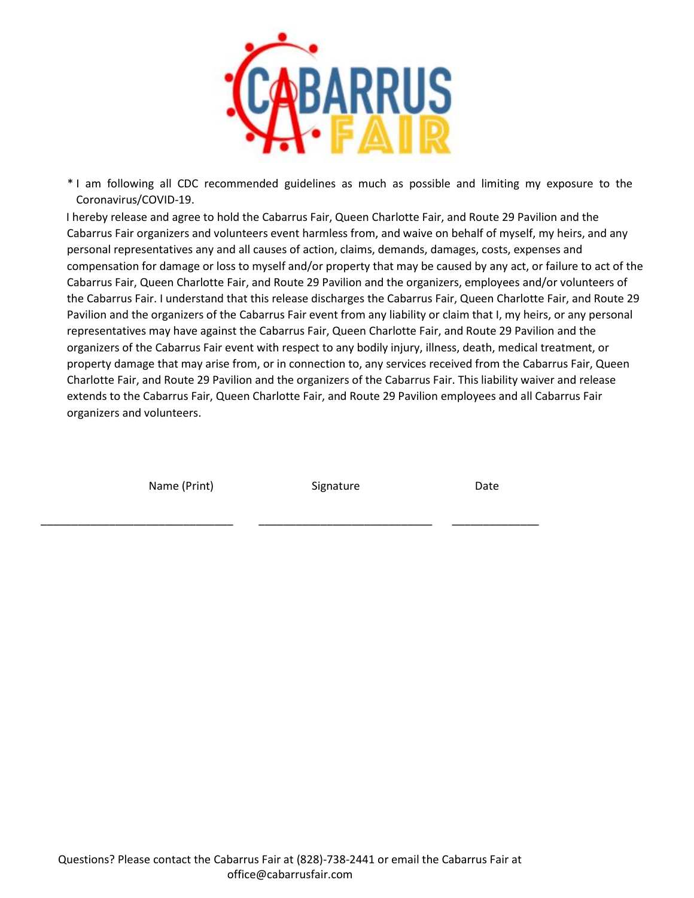* I am following all CDC recommended guidelines as much as possible and limiting my exposure to the Coronavirus/COVID-19.

I hereby release and agree to hold the Cabarrus Fair, Queen Charlotte Fair, and Route 29 Pavilion and the Cabarrus Fair organizers and volunteers event harmless from, and waive on behalf of myself, my heirs, and any personal representatives any and all causes of action, claims, demands, damages, costs, expenses and compensation for damage or loss to myself and/or property that may be caused by any act, or failure to act of the Cabarrus Fair, Queen Charlotte Fair, and Route 29 Pavilion and the organizers, employees and/or volunteers of the Cabarrus Fair. I understand that this release discharges the Cabarrus Fair, Queen Charlotte Fair, and Route 29 Pavilion and the organizers of the Cabarrus Fair event from any liability or claim that I, my heirs, or any personal representatives may have against the Cabarrus Fair, Queen Charlotte Fair, and Route 29 Pavilion and the organizers of the Cabarrus Fair event with respect to any bodily injury, illness, death, medical treatment, or property damage that may arise from, or in connection to, any services received from the Cabarrus Fair, Queen Charlotte Fair, and Route 29 Pavilion and the organizers of the Cabarrus Fair. This liability waiver and release extends to the Cabarrus Fair, Queen Charlotte Fair, and Route 29 Pavilion employees and all Cabarrus Fair organizers and volunteers.

Name (Print) Signature Date

_______________________________ ____________________________ ______________

Questions? Please contact the Cabarrus Fair at (828)-738-2441 or email the Cabarrus Fair at office@cabarrusfair.com